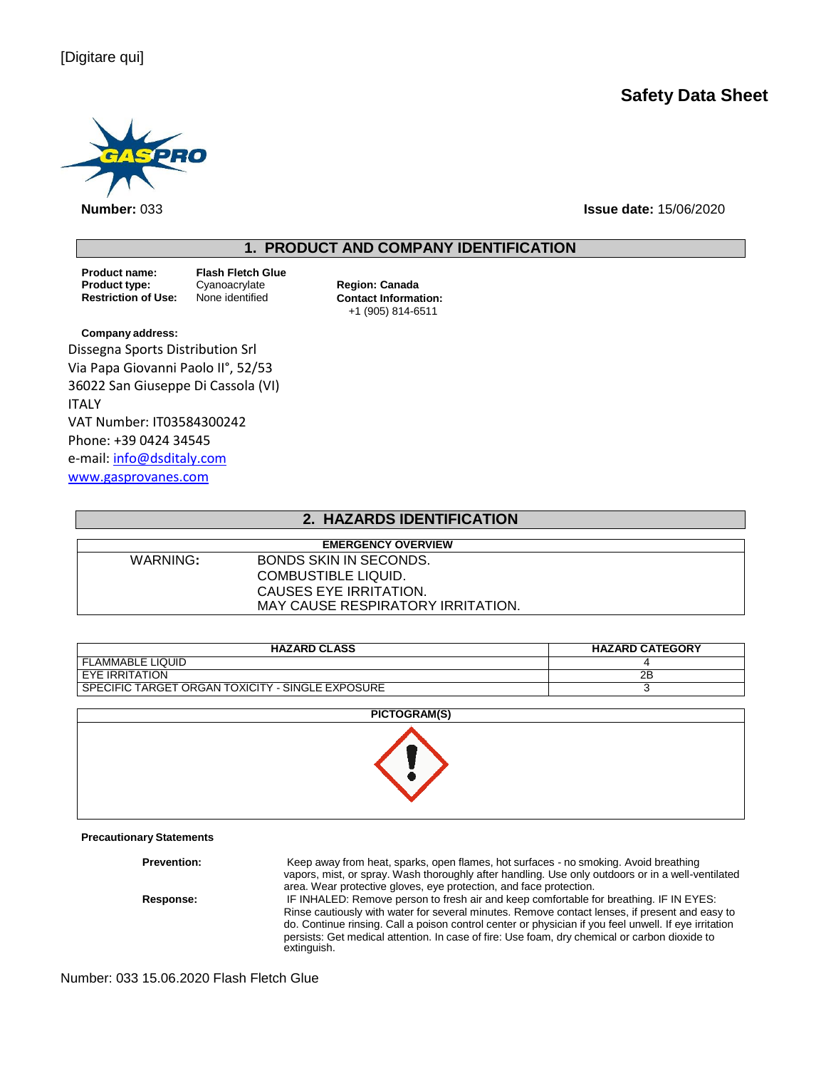[Digitare qui]

# Safety Data Sheet

**Number:** 033

**Issue date:** 15/06/2020

## 1. PRODUCT AND COMPANY IDENTIFICATION

**Product name:** Flash Fletch Glue
**Product type:** Cyanoacrylate
**Restriction of Use:** None identified

**Region: Canada**
**Contact Information:**
+1 (905) 814-6511

**Company address:**
Dissegna Sports Distribution Srl
Via Papa Giovanni Paolo II°, 52/53
36022 San Giuseppe Di Cassola (VI)
ITALY
VAT Number: IT03584300242
Phone: +39 0424 34545
e-mail: info@dsditaly.com
www.gasprovanes.com

## 2. HAZARDS IDENTIFICATION

| EMERGENCY OVERVIEW | |
|---|---|
| WARNING: | BONDS SKIN IN SECONDS.<br>COMBUSTIBLE LIQUID.<br>CAUSES EYE IRRITATION.<br>MAY CAUSE RESPIRATORY IRRITATION. |

| HAZARD CLASS | HAZARD CATEGORY |
|---|---|
| FLAMMABLE LIQUID | 4 |
| EYE IRRITATION | 2B |
| SPECIFIC TARGET ORGAN TOXICITY - SINGLE EXPOSURE | 3 |

**PICTOGRAM(S)**

**Precautionary Statements**

**Prevention:** Keep away from heat, sparks, open flames, hot surfaces - no smoking. Avoid breathing vapors, mist, or spray. Wash thoroughly after handling. Use only outdoors or in a well-ventilated area. Wear protective gloves, eye protection, and face protection.

**Response:** IF INHALED: Remove person to fresh air and keep comfortable for breathing. IF IN EYES: Rinse cautiously with water for several minutes. Remove contact lenses, if present and easy to do. Continue rinsing. Call a poison control center or physician if you feel unwell. If eye irritation persists: Get medical attention. In case of fire: Use foam, dry chemical or carbon dioxide to extinguish.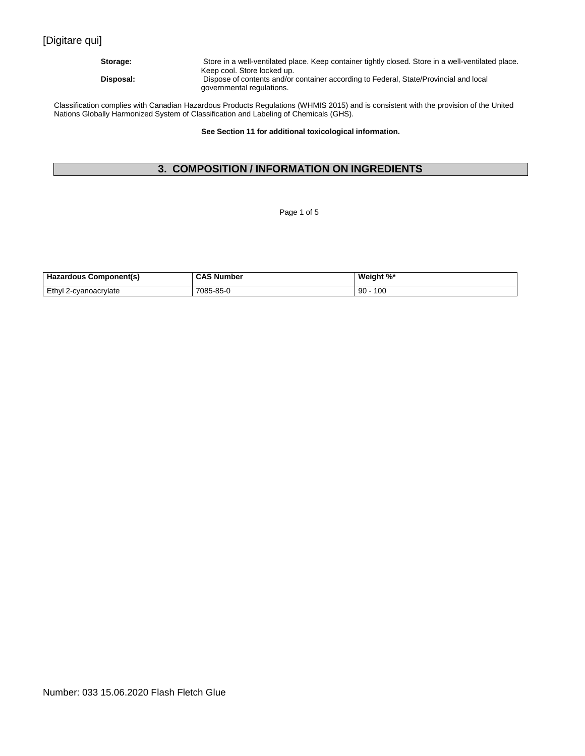**Storage:** Store in a well-ventilated place. Keep container tightly closed. Store in a well-ventilated place. Keep cool. Store locked up.

**Disposal:** Dispose of contents and/or container according to Federal, State/Provincial and local governmental regulations.

Classification complies with Canadian Hazardous Products Regulations (WHMIS 2015) and is consistent with the provision of the United Nations Globally Harmonized System of Classification and Labeling of Chemicals (GHS).

**See Section 11 for additional toxicological information.**

## 3. COMPOSITION / INFORMATION ON INGREDIENTS

| Hazardous Component(s) | CAS Number | Weight %* |
|---|---|---|
| Ethyl 2-cyanoacrylate | 7085-85-0 | 90 - 100 |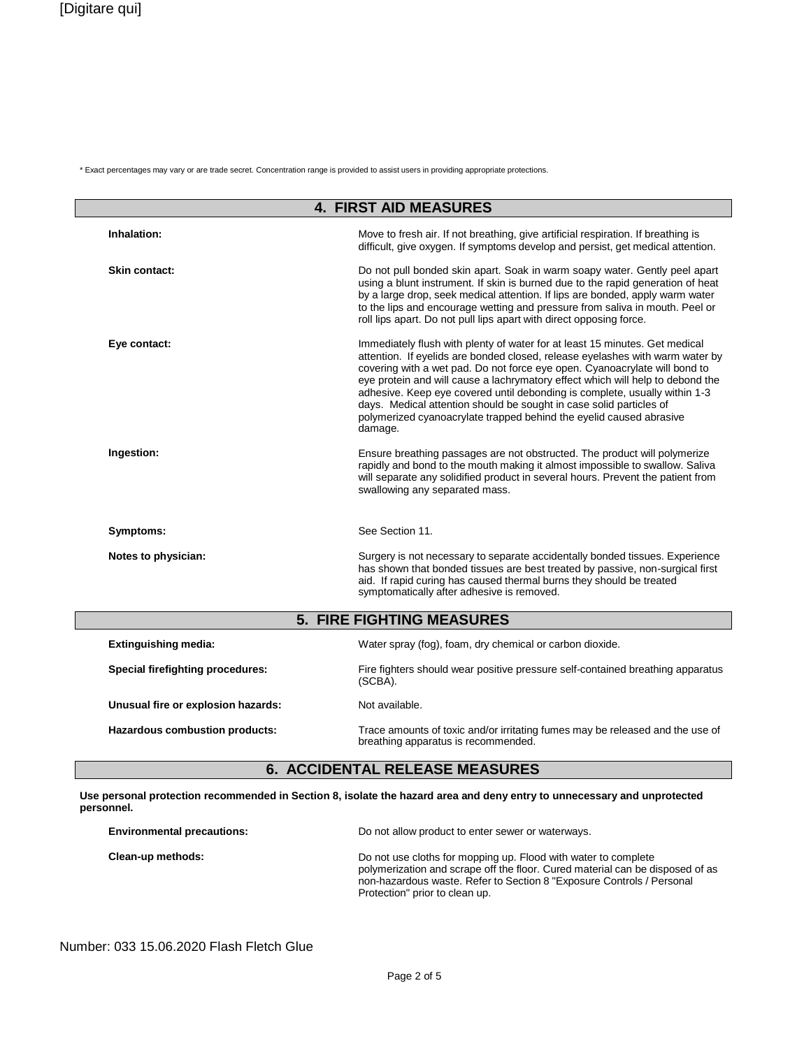\* Exact percentages may vary or are trade secret. Concentration range is provided to assist users in providing appropriate protections.

## 4. FIRST AID MEASURES

**Inhalation:** Move to fresh air. If not breathing, give artificial respiration. If breathing is difficult, give oxygen. If symptoms develop and persist, get medical attention.

**Skin contact:** Do not pull bonded skin apart. Soak in warm soapy water. Gently peel apart using a blunt instrument. If skin is burned due to the rapid generation of heat by a large drop, seek medical attention. If lips are bonded, apply warm water to the lips and encourage wetting and pressure from saliva in mouth. Peel or roll lips apart. Do not pull lips apart with direct opposing force.

**Eye contact:** Immediately flush with plenty of water for at least 15 minutes. Get medical attention. If eyelids are bonded closed, release eyelashes with warm water by covering with a wet pad. Do not force eye open. Cyanoacrylate will bond to eye protein and will cause a lachrymatory effect which will help to debond the adhesive. Keep eye covered until debonding is complete, usually within 1-3 days. Medical attention should be sought in case solid particles of polymerized cyanoacrylate trapped behind the eyelid caused abrasive damage.

**Ingestion:** Ensure breathing passages are not obstructed. The product will polymerize rapidly and bond to the mouth making it almost impossible to swallow. Saliva will separate any solidified product in several hours. Prevent the patient from swallowing any separated mass.

**Symptoms:** See Section 11.

**Notes to physician:** Surgery is not necessary to separate accidentally bonded tissues. Experience has shown that bonded tissues are best treated by passive, non-surgical first aid. If rapid curing has caused thermal burns they should be treated symptomatically after adhesive is removed.

## 5. FIRE FIGHTING MEASURES

**Extinguishing media:** Water spray (fog), foam, dry chemical or carbon dioxide.

**Special firefighting procedures:** Fire fighters should wear positive pressure self-contained breathing apparatus (SCBA).

**Unusual fire or explosion hazards:** Not available.

**Hazardous combustion products:** Trace amounts of toxic and/or irritating fumes may be released and the use of breathing apparatus is recommended.

## 6. ACCIDENTAL RELEASE MEASURES

**Use personal protection recommended in Section 8, isolate the hazard area and deny entry to unnecessary and unprotected personnel.**

**Environmental precautions:** Do not allow product to enter sewer or waterways.

**Clean-up methods:** Do not use cloths for mopping up. Flood with water to complete polymerization and scrape off the floor. Cured material can be disposed of as non-hazardous waste. Refer to Section 8 "Exposure Controls / Personal Protection" prior to clean up.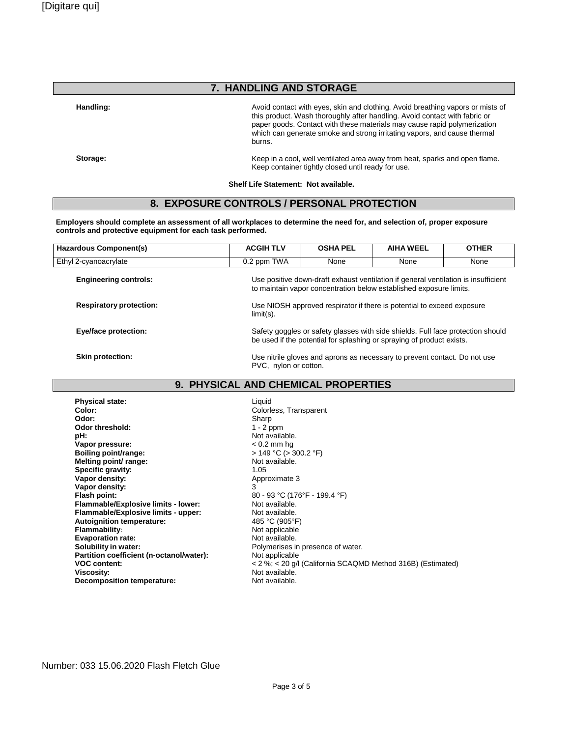## 7. HANDLING AND STORAGE

**Handling:** Avoid contact with eyes, skin and clothing. Avoid breathing vapors or mists of this product. Wash thoroughly after handling. Avoid contact with fabric or paper goods. Contact with these materials may cause rapid polymerization which can generate smoke and strong irritating vapors, and cause thermal burns.

**Storage:** Keep in a cool, well ventilated area away from heat, sparks and open flame. Keep container tightly closed until ready for use.

**Shelf Life Statement: Not available.**

## 8. EXPOSURE CONTROLS / PERSONAL PROTECTION

**Employers should complete an assessment of all workplaces to determine the need for, and selection of, proper exposure controls and protective equipment for each task performed.**

| Hazardous Component(s) | ACGIH TLV | OSHA PEL | AIHA WEEL | OTHER |
|---|---|---|---|---|
| Ethyl 2-cyanoacrylate | 0.2 ppm TWA | None | None | None |

**Engineering controls:** Use positive down-draft exhaust ventilation if general ventilation is insufficient to maintain vapor concentration below established exposure limits.

**Respiratory protection:** Use NIOSH approved respirator if there is potential to exceed exposure limit(s).

**Eye/face protection:** Safety goggles or safety glasses with side shields. Full face protection should be used if the potential for splashing or spraying of product exists.

**Skin protection:** Use nitrile gloves and aprons as necessary to prevent contact. Do not use PVC, nylon or cotton.

## 9. PHYSICAL AND CHEMICAL PROPERTIES

| | |
|---|---|
| **Physical state:** | Liquid |
| **Color:** | Colorless, Transparent |
| **Odor:** | Sharp |
| **Odor threshold:** | 1 - 2 ppm |
| **pH:** | Not available. |
| **Vapor pressure:** | < 0.2 mm hg |
| **Boiling point/range:** | > 149 °C (> 300.2 °F) |
| **Melting point/ range:** | Not available. |
| **Specific gravity:** | 1.05 |
| **Vapor density:** | Approximate 3 |
| **Vapor density:** | 3 |
| **Flash point:** | 80 - 93 °C (176°F - 199.4 °F) |
| **Flammable/Explosive limits - lower:** | Not available. |
| **Flammable/Explosive limits - upper:** | Not available. |
| **Autoignition temperature:** | 485 °C (905°F) |
| **Flammability:** | Not applicable |
| **Evaporation rate:** | Not available. |
| **Solubility in water:** | Polymerises in presence of water. |
| **Partition coefficient (n-octanol/water):** | Not applicable |
| **VOC content:** | < 2 %; < 20 g/l (California SCAQMD Method 316B) (Estimated) |
| **Viscosity:** | Not available. |
| **Decomposition temperature:** | Not available. |

Number: 033 15.06.2020 Flash Fletch Glue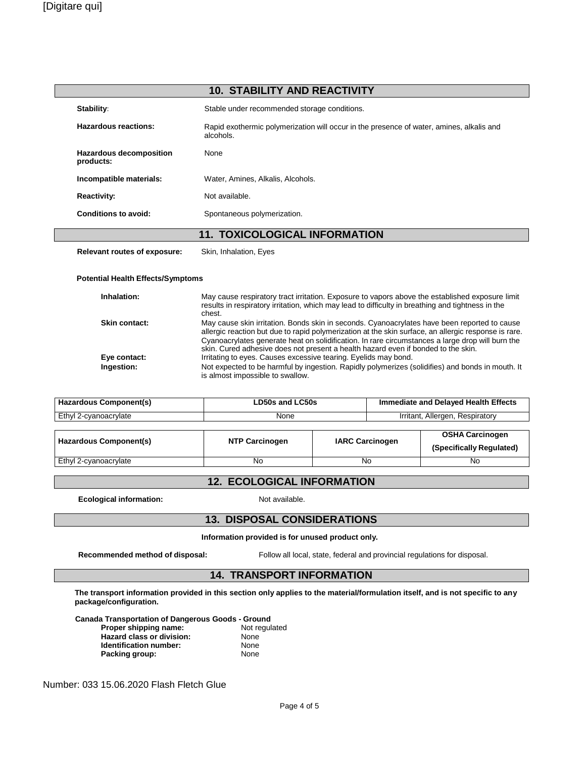## 10. STABILITY AND REACTIVITY

**Stability:** Stable under recommended storage conditions.

**Hazardous reactions:** Rapid exothermic polymerization will occur in the presence of water, amines, alkalis and alcohols.

**Hazardous decomposition products:** None

**Incompatible materials:** Water, Amines, Alkalis, Alcohols.

**Reactivity:** Not available.

**Conditions to avoid:** Spontaneous polymerization.

## 11. TOXICOLOGICAL INFORMATION

**Relevant routes of exposure:** Skin, Inhalation, Eyes

**Potential Health Effects/Symptoms**

**Inhalation:** May cause respiratory tract irritation. Exposure to vapors above the established exposure limit results in respiratory irritation, which may lead to difficulty in breathing and tightness in the chest.

**Skin contact:** May cause skin irritation. Bonds skin in seconds. Cyanoacrylates have been reported to cause allergic reaction but due to rapid polymerization at the skin surface, an allergic response is rare. Cyanoacrylates generate heat on solidification. In rare circumstances a large drop will burn the skin. Cured adhesive does not present a health hazard even if bonded to the skin.

**Eye contact:** Irritating to eyes. Causes excessive tearing. Eyelids may bond.

**Ingestion:** Not expected to be harmful by ingestion. Rapidly polymerizes (solidifies) and bonds in mouth. It is almost impossible to swallow.

| Hazardous Component(s) | LD50s and LC50s | Immediate and Delayed Health Effects |
|---|---|---|
| Ethyl 2-cyanoacrylate | None | Irritant, Allergen, Respiratory |

| Hazardous Component(s) | NTP Carcinogen | IARC Carcinogen | OSHA Carcinogen (Specifically Regulated) |
|---|---|---|---|
| Ethyl 2-cyanoacrylate | No | No | No |

## 12. ECOLOGICAL INFORMATION

**Ecological information:** Not available.

## 13. DISPOSAL CONSIDERATIONS

**Information provided is for unused product only.**

**Recommended method of disposal:** Follow all local, state, federal and provincial regulations for disposal.

## 14. TRANSPORT INFORMATION

**The transport information provided in this section only applies to the material/formulation itself, and is not specific to any package/configuration.**

**Canada Transportation of Dangerous Goods - Ground**

**Proper shipping name:** Not regulated
**Hazard class or division:** None
**Identification number:** None
**Packing group:** None

Number: 033 15.06.2020 Flash Fletch Glue